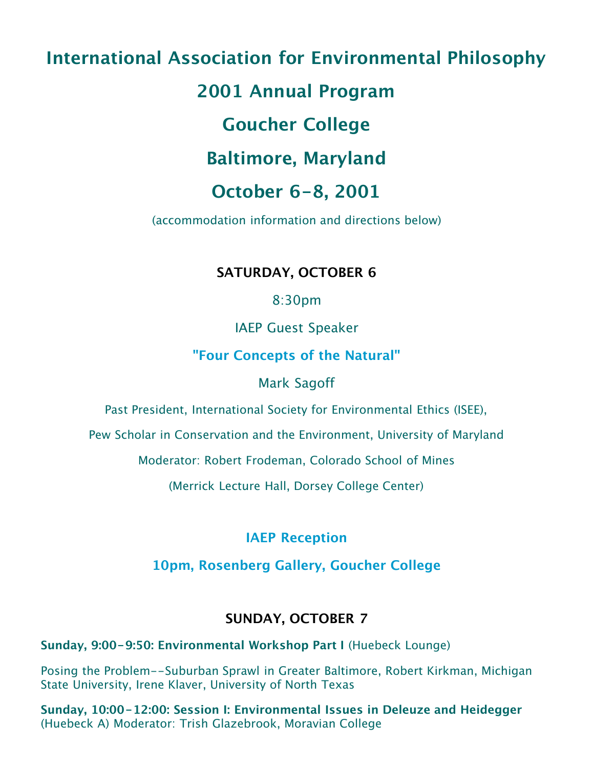# International Association for Environmental Philosophy

## 2001 Annual Program

## Goucher College

## Baltimore, Maryland

## October 6-8, 2001

(accommodation information and directions below)

### SATURDAY, OCTOBER 6

8:30pm

IAEP Guest Speaker

**"Four Concepts of the Natural"**

Mark Sagoff

Past President, International Society for Environmental Ethics (ISEE),

Pew Scholar in Conservation and the Environment, University of Maryland

Moderator: Robert Frodeman, Colorado School of Mines

(Merrick Lecture Hall, Dorsey College Center)

**IAEP Reception**

**10pm, Rosenberg Gallery, Goucher College**

### SUNDAY, OCTOBER 7

**Sunday, 9:00-9:50: Environmental Workshop Part I** (Huebeck Lounge)

Posing the Problem--Suburban Sprawl in Greater Baltimore, Robert Kirkman, Michigan State University, Irene Klaver, University of North Texas

**Sunday, 10:00-12:00: Session I: Environmental Issues in Deleuze and Heidegger** (Huebeck A) Moderator: Trish Glazebrook, Moravian College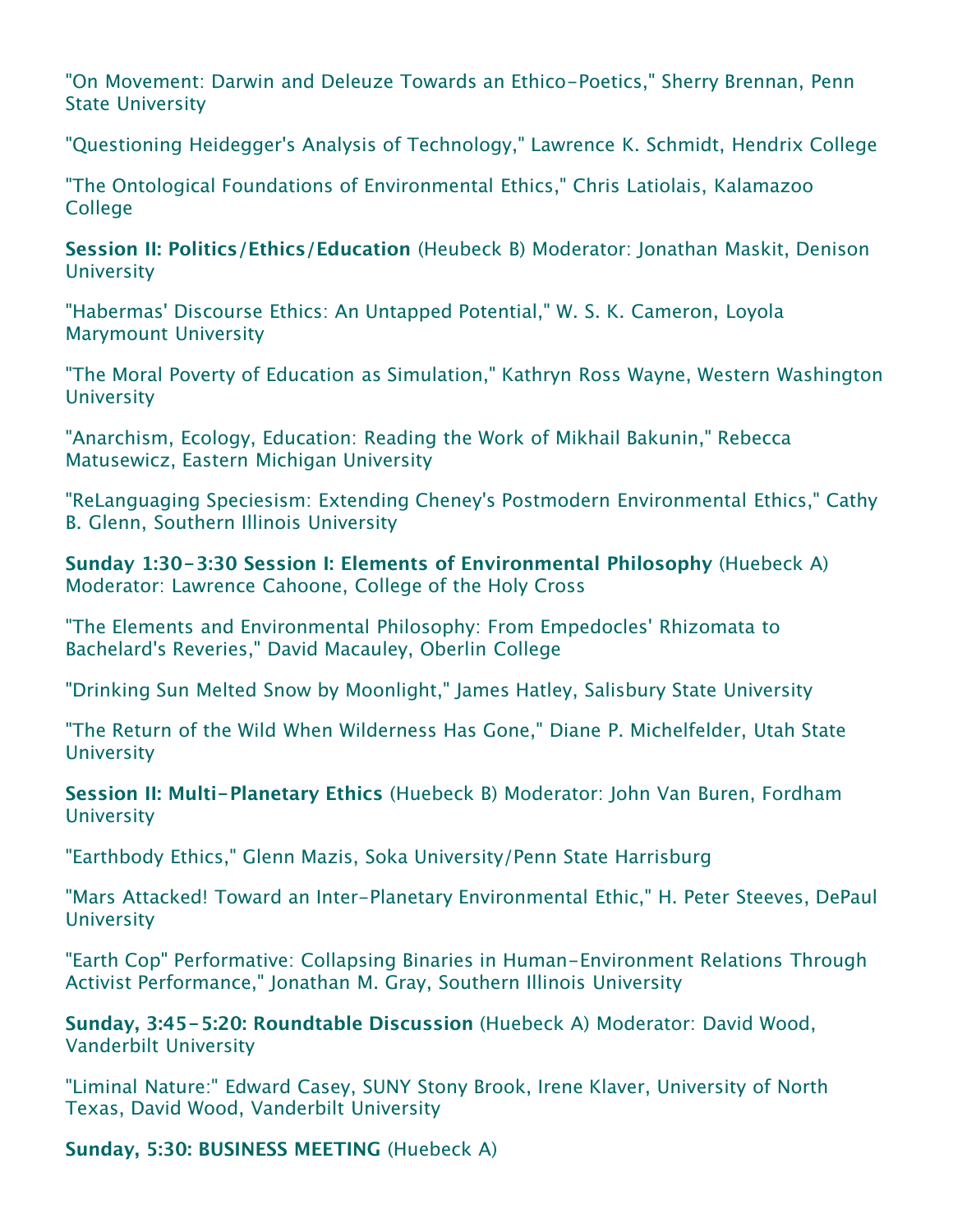"On Movement: Darwin and Deleuze Towards an Ethico-Poetics," Sherry Brennan, Penn State University

"Questioning Heidegger's Analysis of Technology," Lawrence K. Schmidt, Hendrix College

"The Ontological Foundations of Environmental Ethics," Chris Latiolais, Kalamazoo College

**Session II: Politics/Ethics/Education** (Heubeck B) Moderator: Jonathan Maskit, Denison University

"Habermas' Discourse Ethics: An Untapped Potential," W. S. K. Cameron, Loyola Marymount University

"The Moral Poverty of Education as Simulation," Kathryn Ross Wayne, Western Washington University

"Anarchism, Ecology, Education: Reading the Work of Mikhail Bakunin," Rebecca Matusewicz, Eastern Michigan University

"ReLanguaging Speciesism: Extending Cheney's Postmodern Environmental Ethics," Cathy B. Glenn, Southern Illinois University

**Sunday 1:30-3:30 Session I: Elements of Environmental Philosophy** (Huebeck A) Moderator: Lawrence Cahoone, College of the Holy Cross

"The Elements and Environmental Philosophy: From Empedocles' Rhizomata to Bachelard's Reveries," David Macauley, Oberlin College

"Drinking Sun Melted Snow by Moonlight," James Hatley, Salisbury State University

"The Return of the Wild When Wilderness Has Gone," Diane P. Michelfelder, Utah State University

**Session II: Multi-Planetary Ethics** (Huebeck B) Moderator: John Van Buren, Fordham University

"Earthbody Ethics," Glenn Mazis, Soka University/Penn State Harrisburg

"Mars Attacked! Toward an Inter-Planetary Environmental Ethic," H. Peter Steeves, DePaul University

"Earth Cop" Performative: Collapsing Binaries in Human-Environment Relations Through Activist Performance," Jonathan M. Gray, Southern Illinois University

**Sunday, 3:45-5:20: Roundtable Discussion** (Huebeck A) Moderator: David Wood, Vanderbilt University

"Liminal Nature:" Edward Casey, SUNY Stony Brook, Irene Klaver, University of North Texas, David Wood, Vanderbilt University

**Sunday, 5:30: BUSINESS MEETING** (Huebeck A)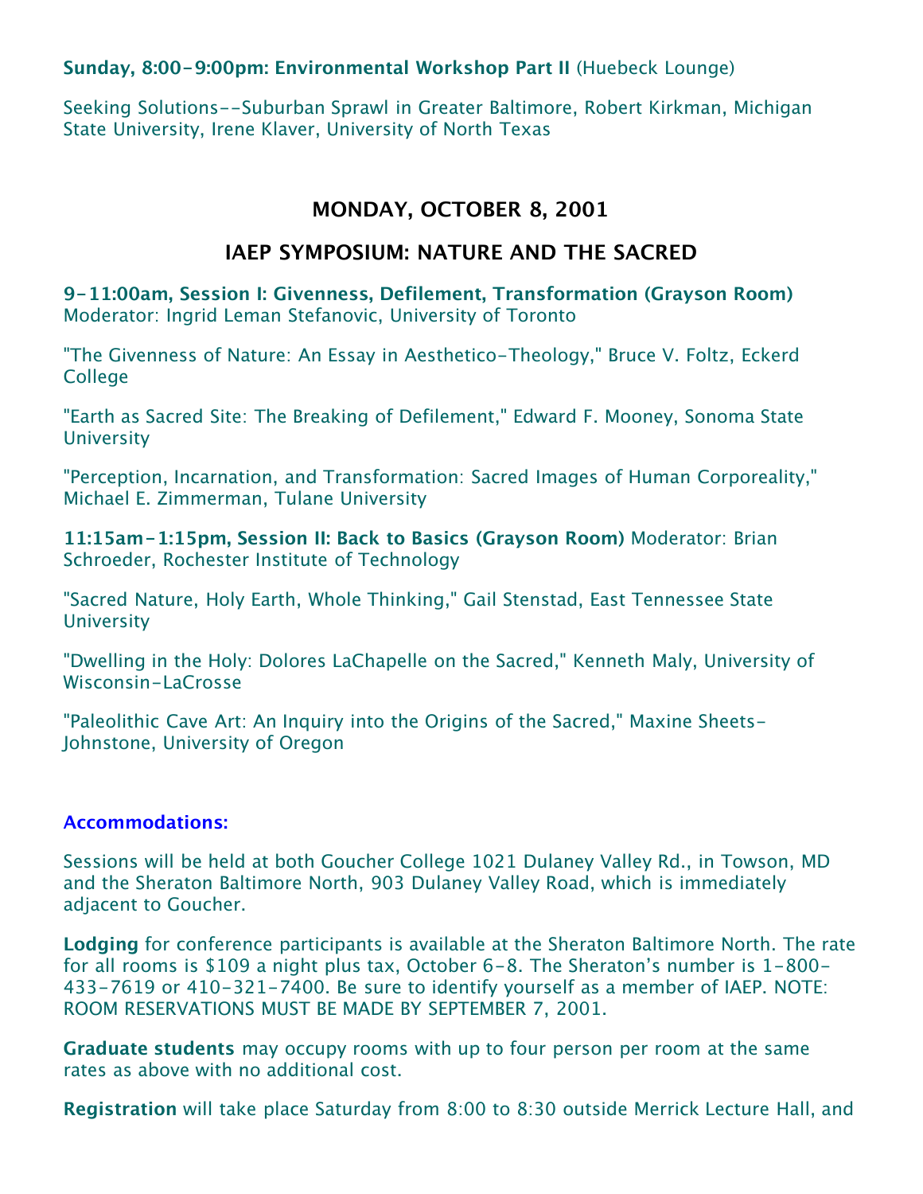**Sunday, 8:00-9:00pm: Environmental Workshop Part II** (Huebeck Lounge)

Seeking Solutions--Suburban Sprawl in Greater Baltimore, Robert Kirkman, Michigan State University, Irene Klaver, University of North Texas

## MONDAY, OCTOBER 8, 2001

## IAEP SYMPOSIUM: NATURE AND THE SACRED

**9-11:00am, Session I: Givenness, Defilement, Transformation (Grayson Room)**
Moderator: Ingrid Leman Stefanovic, University of Toronto

"The Givenness of Nature: An Essay in Aesthetico-Theology," Bruce V. Foltz, Eckerd College

"Earth as Sacred Site: The Breaking of Defilement," Edward F. Mooney, Sonoma State University

"Perception, Incarnation, and Transformation: Sacred Images of Human Corporeality," Michael E. Zimmerman, Tulane University

**11:15am-1:15pm, Session II: Back to Basics (Grayson Room)** Moderator: Brian Schroeder, Rochester Institute of Technology

"Sacred Nature, Holy Earth, Whole Thinking," Gail Stenstad, East Tennessee State University

"Dwelling in the Holy: Dolores LaChapelle on the Sacred," Kenneth Maly, University of Wisconsin-LaCrosse

"Paleolithic Cave Art: An Inquiry into the Origins of the Sacred," Maxine Sheets-Johnstone, University of Oregon

### Accommodations:

Sessions will be held at both Goucher College 1021 Dulaney Valley Rd., in Towson, MD and the Sheraton Baltimore North, 903 Dulaney Valley Road, which is immediately adjacent to Goucher.

**Lodging** for conference participants is available at the Sheraton Baltimore North. The rate for all rooms is $109 a night plus tax, October 6-8. The Sheraton's number is 1-800-433-7619 or 410-321-7400. Be sure to identify yourself as a member of IAEP. NOTE: ROOM RESERVATIONS MUST BE MADE BY SEPTEMBER 7, 2001.

**Graduate students** may occupy rooms with up to four person per room at the same rates as above with no additional cost.

**Registration** will take place Saturday from 8:00 to 8:30 outside Merrick Lecture Hall, and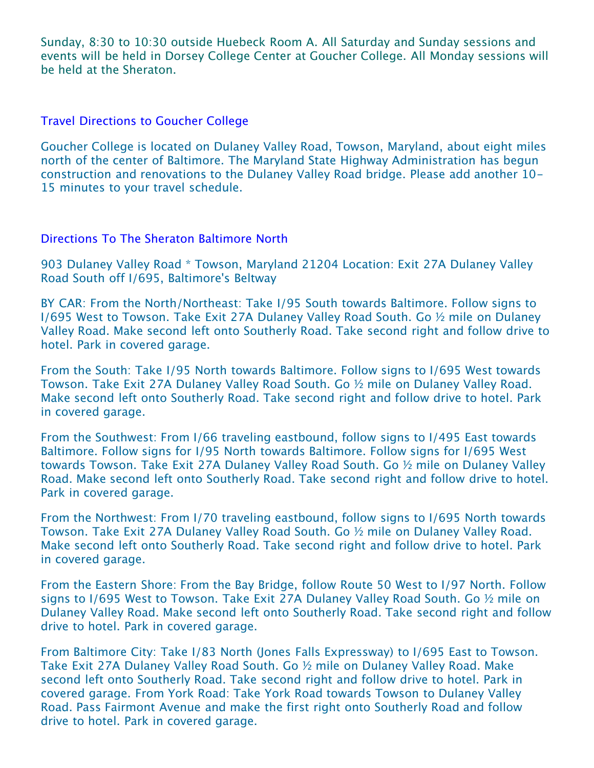Sunday, 8:30 to 10:30 outside Huebeck Room A. All Saturday and Sunday sessions and events will be held in Dorsey College Center at Goucher College. All Monday sessions will be held at the Sheraton.

## Travel Directions to Goucher College

Goucher College is located on Dulaney Valley Road, Towson, Maryland, about eight miles north of the center of Baltimore. The Maryland State Highway Administration has begun construction and renovations to the Dulaney Valley Road bridge. Please add another 10-15 minutes to your travel schedule.

## Directions To The Sheraton Baltimore North

903 Dulaney Valley Road * Towson, Maryland 21204 Location: Exit 27A Dulaney Valley Road South off I/695, Baltimore's Beltway

BY CAR: From the North/Northeast: Take I/95 South towards Baltimore. Follow signs to I/695 West to Towson. Take Exit 27A Dulaney Valley Road South. Go ½ mile on Dulaney Valley Road. Make second left onto Southerly Road. Take second right and follow drive to hotel. Park in covered garage.

From the South: Take I/95 North towards Baltimore. Follow signs to I/695 West towards Towson. Take Exit 27A Dulaney Valley Road South. Go ½ mile on Dulaney Valley Road. Make second left onto Southerly Road. Take second right and follow drive to hotel. Park in covered garage.

From the Southwest: From I/66 traveling eastbound, follow signs to I/495 East towards Baltimore. Follow signs for I/95 North towards Baltimore. Follow signs for I/695 West towards Towson. Take Exit 27A Dulaney Valley Road South. Go ½ mile on Dulaney Valley Road. Make second left onto Southerly Road. Take second right and follow drive to hotel. Park in covered garage.

From the Northwest: From I/70 traveling eastbound, follow signs to I/695 North towards Towson. Take Exit 27A Dulaney Valley Road South. Go ½ mile on Dulaney Valley Road. Make second left onto Southerly Road. Take second right and follow drive to hotel. Park in covered garage.

From the Eastern Shore: From the Bay Bridge, follow Route 50 West to I/97 North. Follow signs to I/695 West to Towson. Take Exit 27A Dulaney Valley Road South. Go ½ mile on Dulaney Valley Road. Make second left onto Southerly Road. Take second right and follow drive to hotel. Park in covered garage.

From Baltimore City: Take I/83 North (Jones Falls Expressway) to I/695 East to Towson. Take Exit 27A Dulaney Valley Road South. Go ½ mile on Dulaney Valley Road. Make second left onto Southerly Road. Take second right and follow drive to hotel. Park in covered garage. From York Road: Take York Road towards Towson to Dulaney Valley Road. Pass Fairmont Avenue and make the first right onto Southerly Road and follow drive to hotel. Park in covered garage.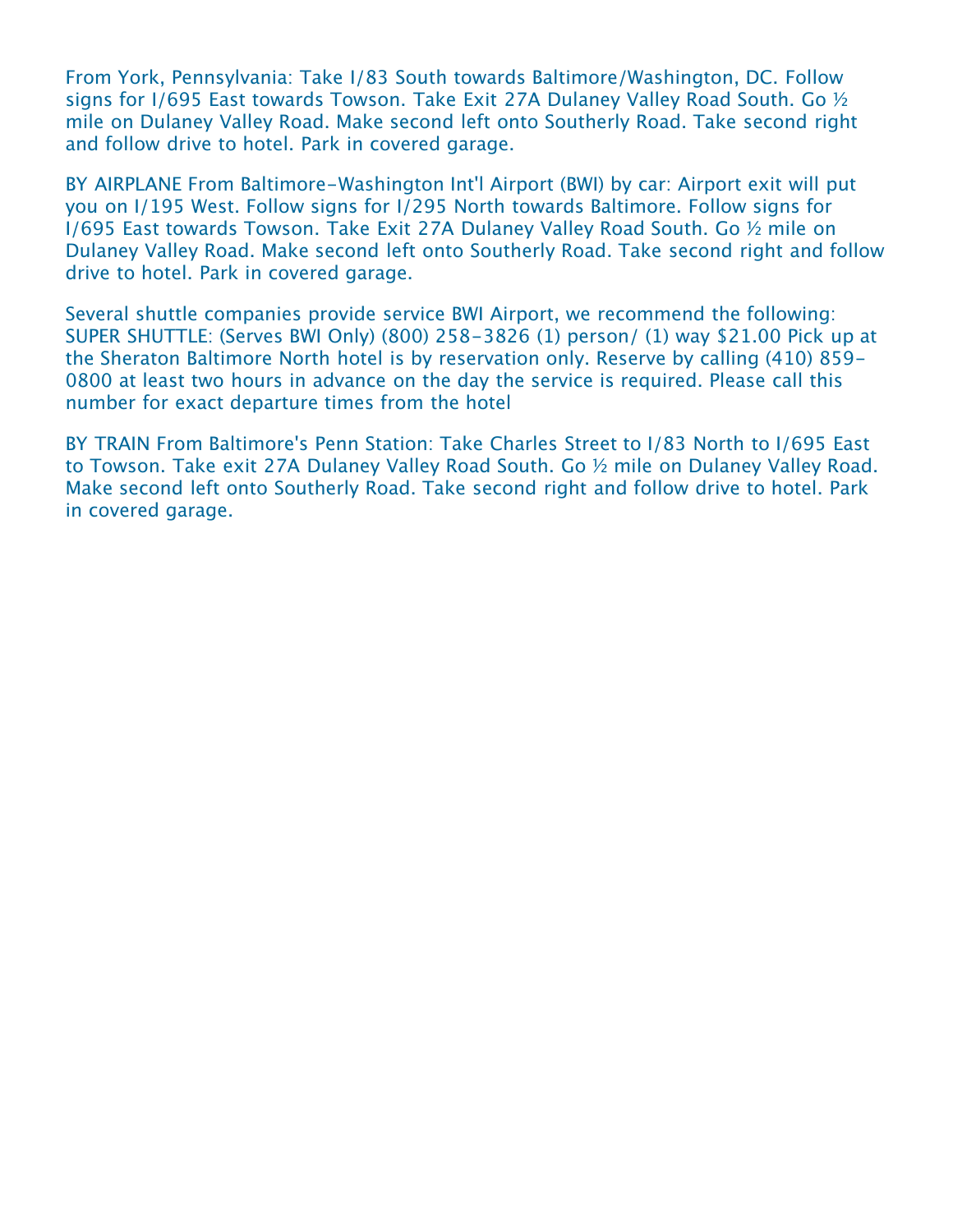From York, Pennsylvania: Take I/83 South towards Baltimore/Washington, DC. Follow signs for I/695 East towards Towson. Take Exit 27A Dulaney Valley Road South. Go ½ mile on Dulaney Valley Road. Make second left onto Southerly Road. Take second right and follow drive to hotel. Park in covered garage.

BY AIRPLANE From Baltimore-Washington Int'l Airport (BWI) by car: Airport exit will put you on I/195 West. Follow signs for I/295 North towards Baltimore. Follow signs for I/695 East towards Towson. Take Exit 27A Dulaney Valley Road South. Go ½ mile on Dulaney Valley Road. Make second left onto Southerly Road. Take second right and follow drive to hotel. Park in covered garage.

Several shuttle companies provide service BWI Airport, we recommend the following: SUPER SHUTTLE: (Serves BWI Only) (800) 258-3826 (1) person/ (1) way $21.00 Pick up at the Sheraton Baltimore North hotel is by reservation only. Reserve by calling (410) 859-0800 at least two hours in advance on the day the service is required. Please call this number for exact departure times from the hotel

BY TRAIN From Baltimore's Penn Station: Take Charles Street to I/83 North to I/695 East to Towson. Take exit 27A Dulaney Valley Road South. Go ½ mile on Dulaney Valley Road. Make second left onto Southerly Road. Take second right and follow drive to hotel. Park in covered garage.